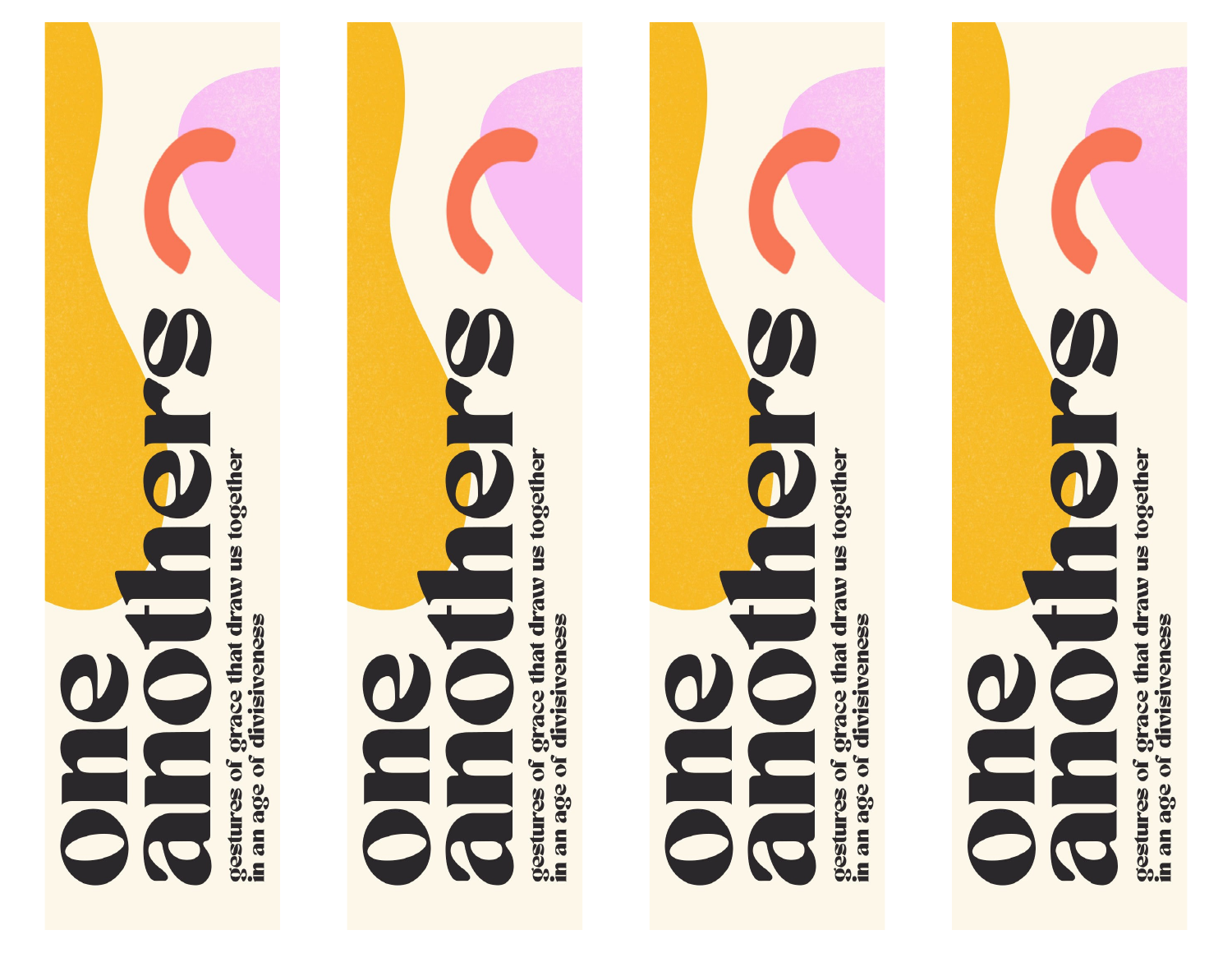# one anothers

gestures of grace that draw us together in an age of divisiveness

# one anothers

gestures of grace that draw us together in an age of divisiveness

# one anothers

gestures of grace that draw us together in an age of divisiveness

# one anothers

gestures of grace that draw us together in an age of divisiveness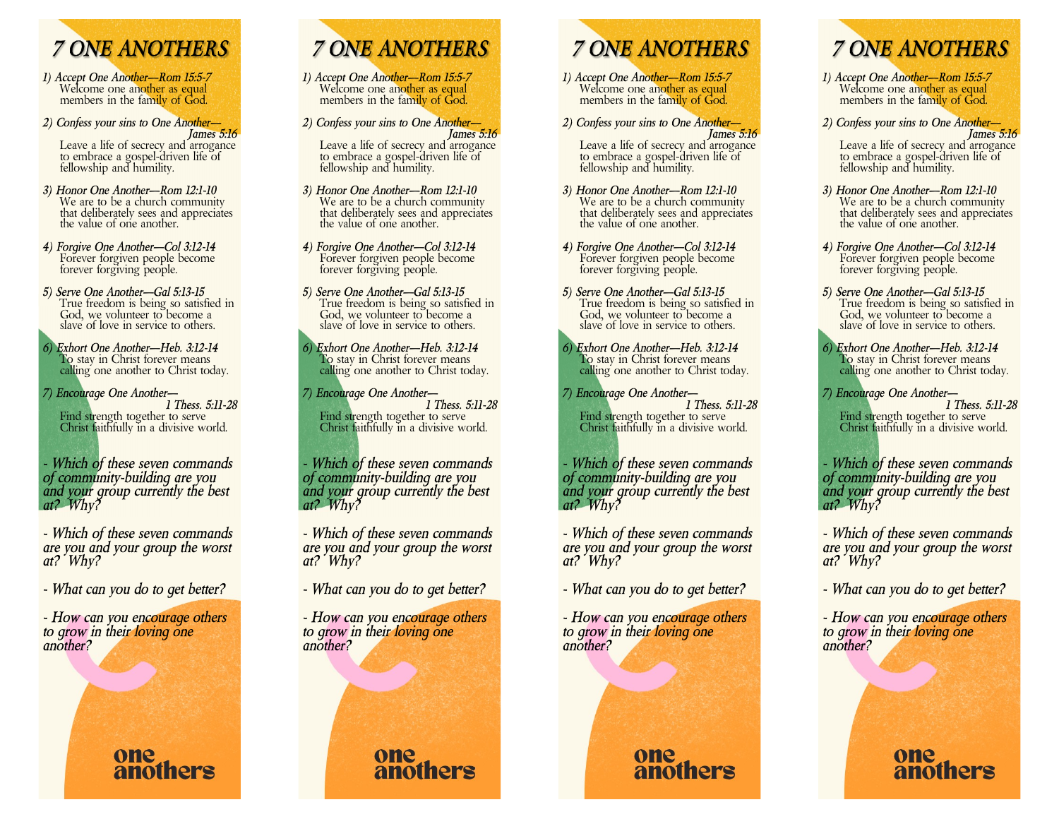# 7 ONE ANOTHERS

*1) Accept One Another—Rom 15:5-7*
Welcome one another as equal members in the family of God.

*2) Confess your sins to One Another—James 5:16*
Leave a life of secrecy and arrogance to embrace a gospel-driven life of fellowship and humility.

*3) Honor One Another—Rom 12:1-10*
We are to be a church community that deliberately sees and appreciates the value of one another.

*4) Forgive One Another—Col 3:12-14*
Forever forgiven people become forever forgiving people.

*5) Serve One Another—Gal 5:13-15*
True freedom is being so satisfied in God, we volunteer to become a slave of love in service to others.

*6) Exhort One Another—Heb. 3:12-14*
To stay in Christ forever means calling one another to Christ today.

*7) Encourage One Another—1 Thess. 5:11-28*
Find strength together to serve Christ faithfully in a divisive world.

*- Which of these seven commands of community-building are you and your group currently the best at? Why?*

*- Which of these seven commands are you and your group the worst at? Why?*

*- What can you do to get better?*

*- How can you encourage others to grow in their loving one another?*

**one anothers**

# 7 ONE ANOTHERS

*1) Accept One Another—Rom 15:5-7*
Welcome one another as equal members in the family of God.

*2) Confess your sins to One Another—James 5:16*
Leave a life of secrecy and arrogance to embrace a gospel-driven life of fellowship and humility.

*3) Honor One Another—Rom 12:1-10*
We are to be a church community that deliberately sees and appreciates the value of one another.

*4) Forgive One Another—Col 3:12-14*
Forever forgiven people become forever forgiving people.

*5) Serve One Another—Gal 5:13-15*
True freedom is being so satisfied in God, we volunteer to become a slave of love in service to others.

*6) Exhort One Another—Heb. 3:12-14*
To stay in Christ forever means calling one another to Christ today.

*7) Encourage One Another—1 Thess. 5:11-28*
Find strength together to serve Christ faithfully in a divisive world.

*- Which of these seven commands of community-building are you and your group currently the best at? Why?*

*- Which of these seven commands are you and your group the worst at? Why?*

*- What can you do to get better?*

*- How can you encourage others to grow in their loving one another?*

**one anothers**

# 7 ONE ANOTHERS

*1) Accept One Another—Rom 15:5-7*
Welcome one another as equal members in the family of God.

*2) Confess your sins to One Another—James 5:16*
Leave a life of secrecy and arrogance to embrace a gospel-driven life of fellowship and humility.

*3) Honor One Another—Rom 12:1-10*
We are to be a church community that deliberately sees and appreciates the value of one another.

*4) Forgive One Another—Col 3:12-14*
Forever forgiven people become forever forgiving people.

*5) Serve One Another—Gal 5:13-15*
True freedom is being so satisfied in God, we volunteer to become a slave of love in service to others.

*6) Exhort One Another—Heb. 3:12-14*
To stay in Christ forever means calling one another to Christ today.

*7) Encourage One Another—1 Thess. 5:11-28*
Find strength together to serve Christ faithfully in a divisive world.

*- Which of these seven commands of community-building are you and your group currently the best at? Why?*

*- Which of these seven commands are you and your group the worst at? Why?*

*- What can you do to get better?*

*- How can you encourage others to grow in their loving one another?*

**one anothers**

# 7 ONE ANOTHERS

*1) Accept One Another—Rom 15:5-7*
Welcome one another as equal members in the family of God.

*2) Confess your sins to One Another—James 5:16*
Leave a life of secrecy and arrogance to embrace a gospel-driven life of fellowship and humility.

*3) Honor One Another—Rom 12:1-10*
We are to be a church community that deliberately sees and appreciates the value of one another.

*4) Forgive One Another—Col 3:12-14*
Forever forgiven people become forever forgiving people.

*5) Serve One Another—Gal 5:13-15*
True freedom is being so satisfied in God, we volunteer to become a slave of love in service to others.

*6) Exhort One Another—Heb. 3:12-14*
To stay in Christ forever means calling one another to Christ today.

*7) Encourage One Another—1 Thess. 5:11-28*
Find strength together to serve Christ faithfully in a divisive world.

*- Which of these seven commands of community-building are you and your group currently the best at? Why?*

*- Which of these seven commands are you and your group the worst at? Why?*

*- What can you do to get better?*

*- How can you encourage others to grow in their loving one another?*

**one anothers**